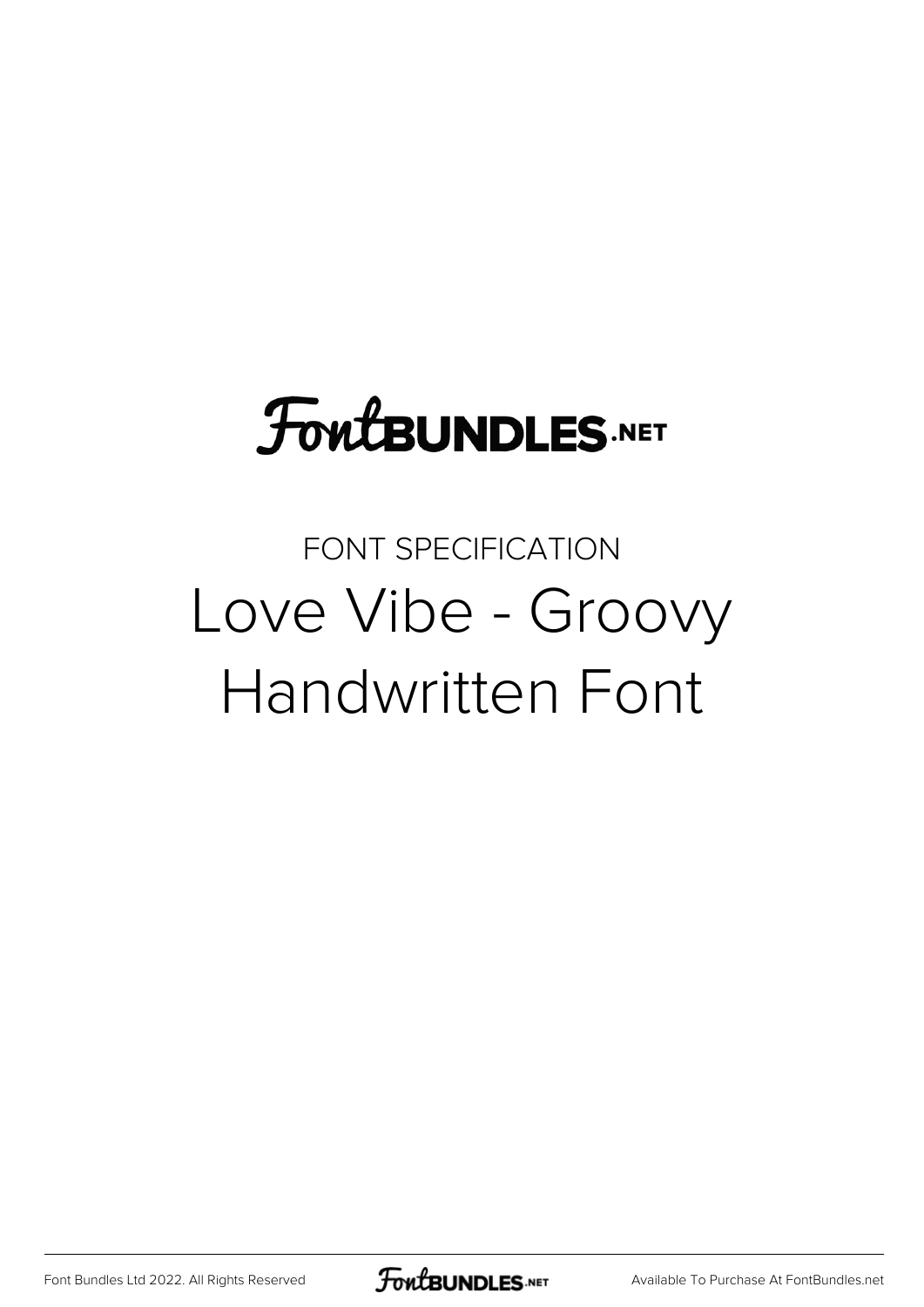FontBundles.net

FONT SPECIFICATION

# Love Vibe - Groovy Handwritten Font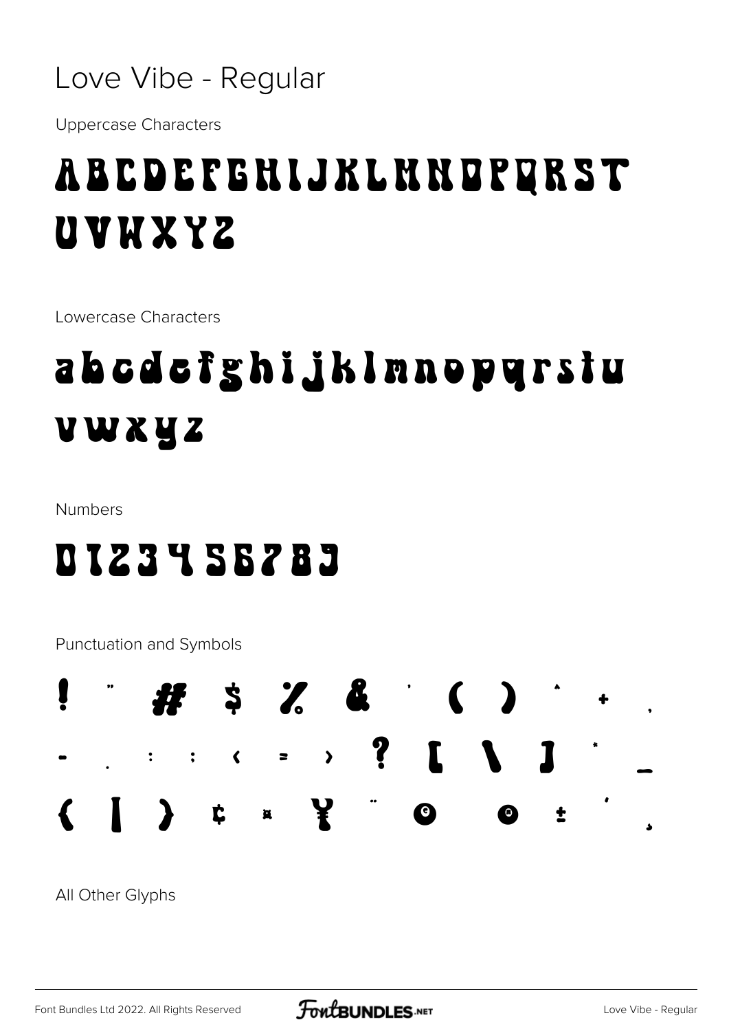# Love Vibe - Regular

Uppercase Characters

ABCDEFGHIJKLMNOPQRST
UVWXYZ

Lowercase Characters

abcdefghijklmnopqrstu
vwxyz

Numbers

0123456789

Punctuation and Symbols

! " # $ % & ' ( ) * + ,
- . / : ; < = > ? [ \ ] ^ _
{ | } ¢ ¤ ¥ ¨ © ® ± ´ ¸

All Other Glyphs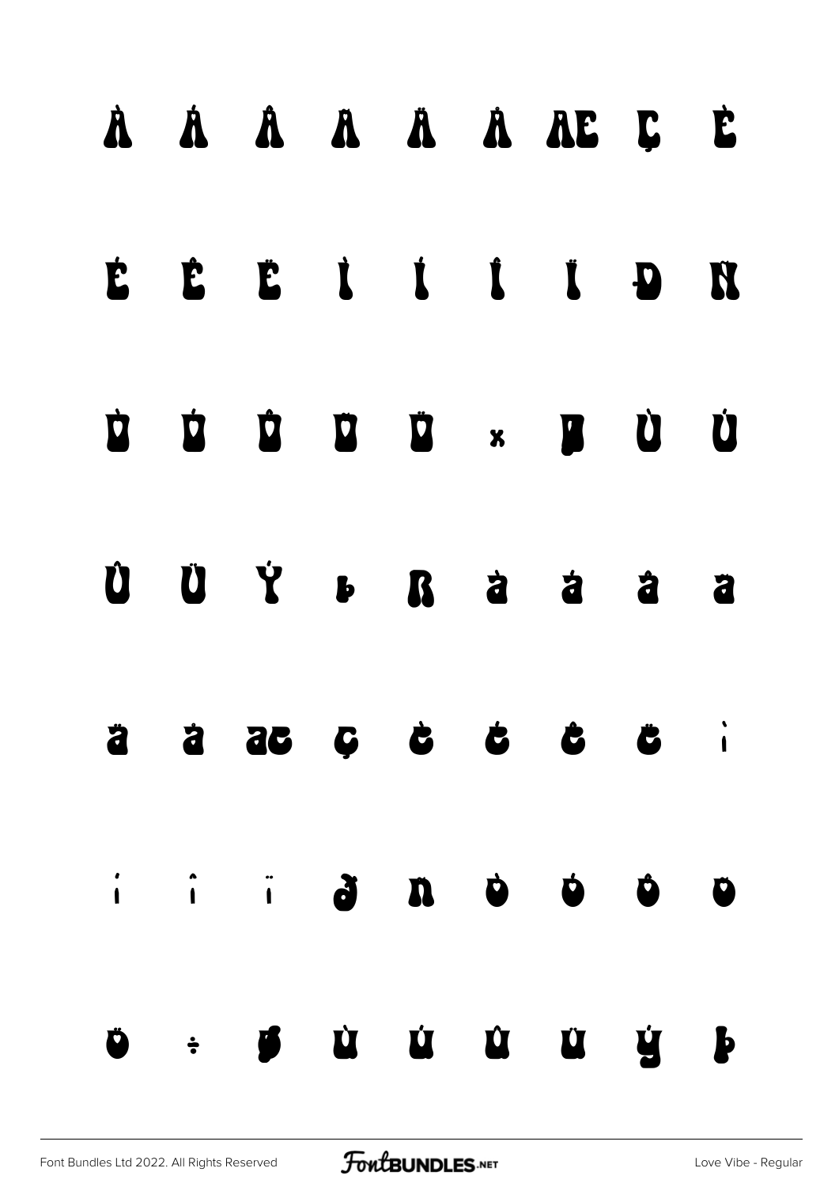À Á Â Ã Ä Å Æ Ç È

É Ê Ë Ì Í Î Ï Ð Ñ

Ò Ó Ô Õ Ö × Ø Ù Ú

Û Ü Ý Þ ß à á â ã

ä å æ ç è é ê ë ì

í î ï ð ñ ò ó ô õ

ö ÷ ø ù ú û ü ý þ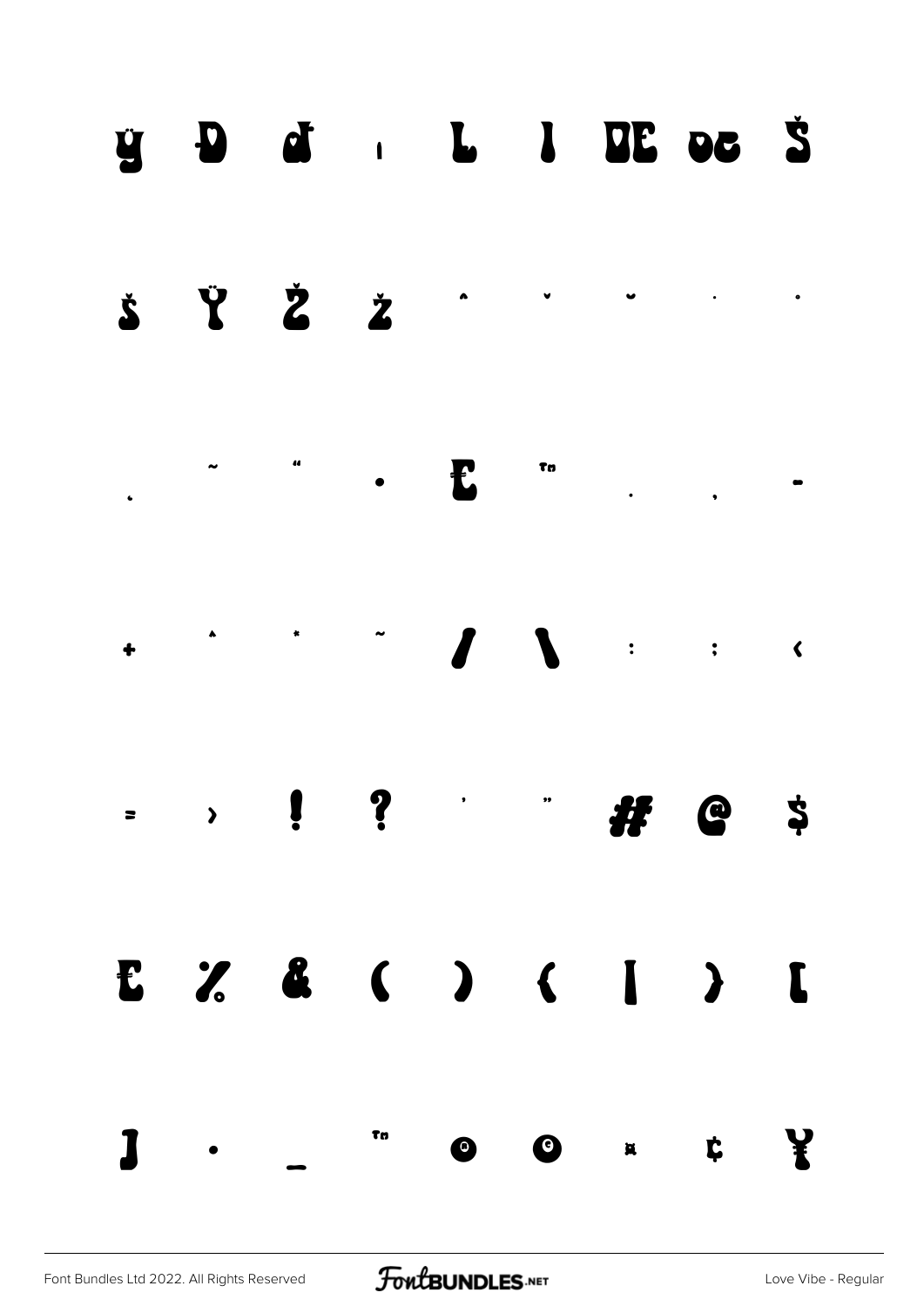ÿ Đ đ ı Ł ł Œ œ Š

š Ÿ Ž ž ˆ ˇ ˘ ˙ ˚

˛ ˜ ˝ • ₤ ™ . , -

+ ^ * ~ / \ : ; <

= > ! ? ' " # @ $

£ % & ( ) { | } [

] · _ ™ ® © ¤ ¢ ¥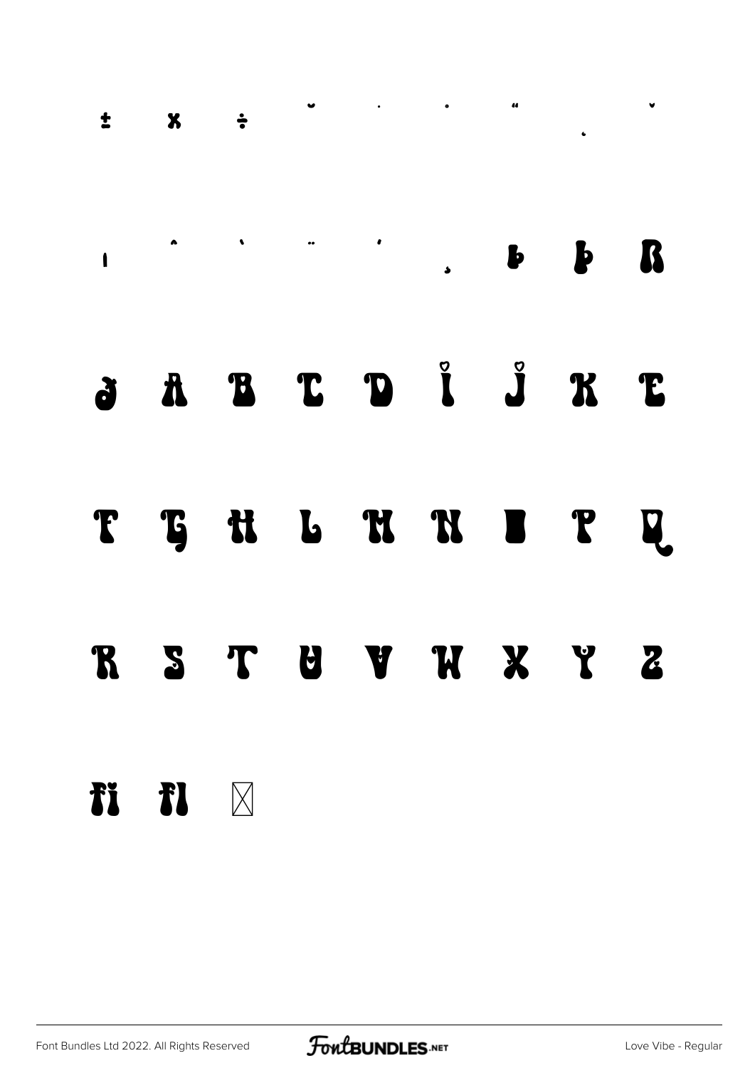± × ÷ ˘ ˙ ˚ ˝ ˛ ˇ

ı ˆ ˋ ¨ ˊ ¸ Þ þ ß

ð A B C D İ J K E

F G H L M N O P Q

R S T U V W X Y Z

ﬁ ﬂ